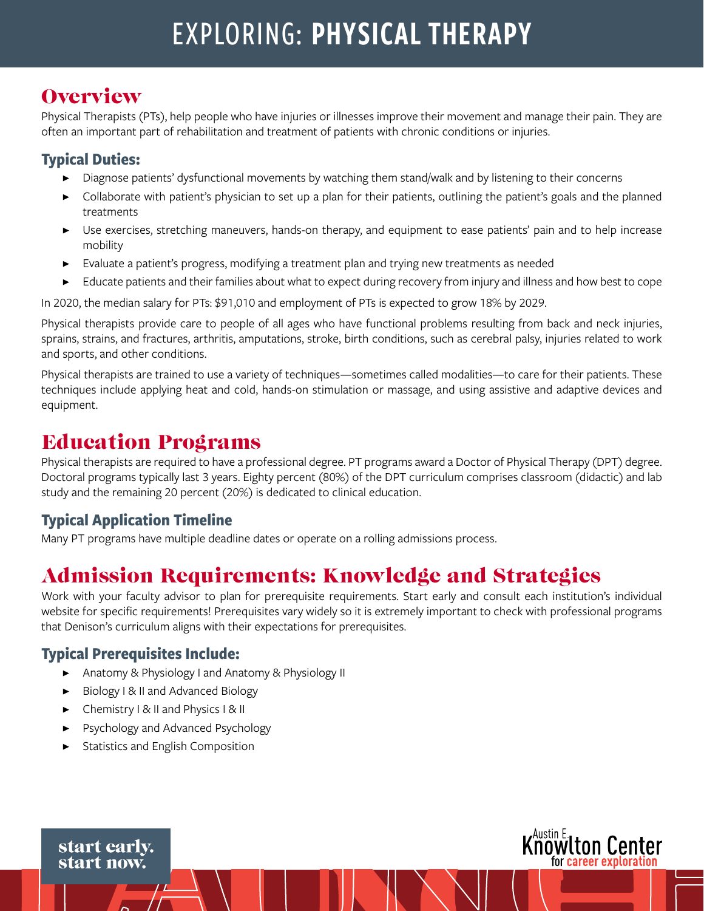# EXPLORING: **PHYSICAL THERAPY**

## Overview

Physical Therapists (PTs), help people who have injuries or illnesses improve their movement and manage their pain. They are often an important part of rehabilitation and treatment of patients with chronic conditions or injuries.

### Typical Duties:

- Diagnose patients' dysfunctional movements by watching them stand/walk and by listening to their concerns
- Collaborate with patient's physician to set up a plan for their patients, outlining the patient's goals and the planned treatments
- Use exercises, stretching maneuvers, hands-on therapy, and equipment to ease patients' pain and to help increase mobility
- Evaluate a patient's progress, modifying a treatment plan and trying new treatments as needed
- Educate patients and their families about what to expect during recovery from injury and illness and how best to cope

In 2020, the median salary for PTs: $91,010 and employment of PTs is expected to grow 18% by 2029.

Physical therapists provide care to people of all ages who have functional problems resulting from back and neck injuries, sprains, strains, and fractures, arthritis, amputations, stroke, birth conditions, such as cerebral palsy, injuries related to work and sports, and other conditions.

Physical therapists are trained to use a variety of techniques—sometimes called modalities—to care for their patients. These techniques include applying heat and cold, hands-on stimulation or massage, and using assistive and adaptive devices and equipment.

## Education Programs

Physical therapists are required to have a professional degree. PT programs award a Doctor of Physical Therapy (DPT) degree. Doctoral programs typically last 3 years. Eighty percent (80%) of the DPT curriculum comprises classroom (didactic) and lab study and the remaining 20 percent (20%) is dedicated to clinical education.

### Typical Application Timeline

Many PT programs have multiple deadline dates or operate on a rolling admissions process.

## Admission Requirements: Knowledge and Strategies

Work with your faculty advisor to plan for prerequisite requirements. Start early and consult each institution's individual website for specific requirements! Prerequisites vary widely so it is extremely important to check with professional programs that Denison's curriculum aligns with their expectations for prerequisites.

### Typical Prerequisites Include:

- Anatomy & Physiology I and Anatomy & Physiology II
- Biology I & II and Advanced Biology
- Chemistry I & II and Physics I & II
- Psychology and Advanced Psychology
- Statistics and English Composition

start early.
start now.

Austin E. Knowlton Center for career exploration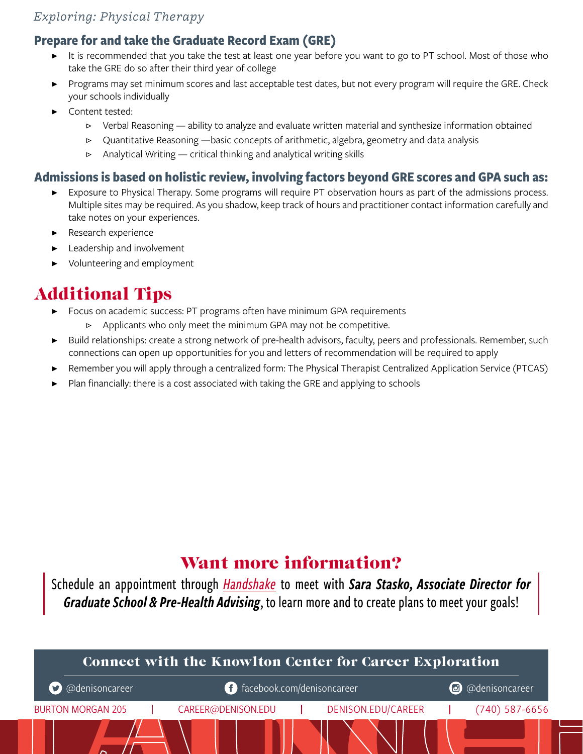*Exploring: Physical Therapy*

### Prepare for and take the Graduate Record Exam (GRE)

- It is recommended that you take the test at least one year before you want to go to PT school. Most of those who take the GRE do so after their third year of college
- Programs may set minimum scores and last acceptable test dates, but not every program will require the GRE. Check your schools individually
- Content tested:
  - Verbal Reasoning — ability to analyze and evaluate written material and synthesize information obtained
  - Quantitative Reasoning —basic concepts of arithmetic, algebra, geometry and data analysis
  - Analytical Writing — critical thinking and analytical writing skills

### Admissions is based on holistic review, involving factors beyond GRE scores and GPA such as:

- Exposure to Physical Therapy. Some programs will require PT observation hours as part of the admissions process. Multiple sites may be required. As you shadow, keep track of hours and practitioner contact information carefully and take notes on your experiences.
- Research experience
- Leadership and involvement
- Volunteering and employment

## Additional Tips

- Focus on academic success: PT programs often have minimum GPA requirements
  - Applicants who only meet the minimum GPA may not be competitive.
- Build relationships: create a strong network of pre-health advisors, faculty, peers and professionals. Remember, such connections can open up opportunities for you and letters of recommendation will be required to apply
- Remember you will apply through a centralized form: The Physical Therapist Centralized Application Service (PTCAS)
- Plan financially: there is a cost associated with taking the GRE and applying to schools

## Want more information?

Schedule an appointment through *Handshake* to meet with ***Sara Stasko, Associate Director for Graduate School & Pre-Health Advising***, to learn more and to create plans to meet your goals!

### Connect with the Knowlton Center for Career Exploration

@denisoncareer | facebook.com/denisoncareer | @denisoncareer

BURTON MORGAN 205 | CAREER@DENISON.EDU | DENISON.EDU/CAREER | (740) 587-6656